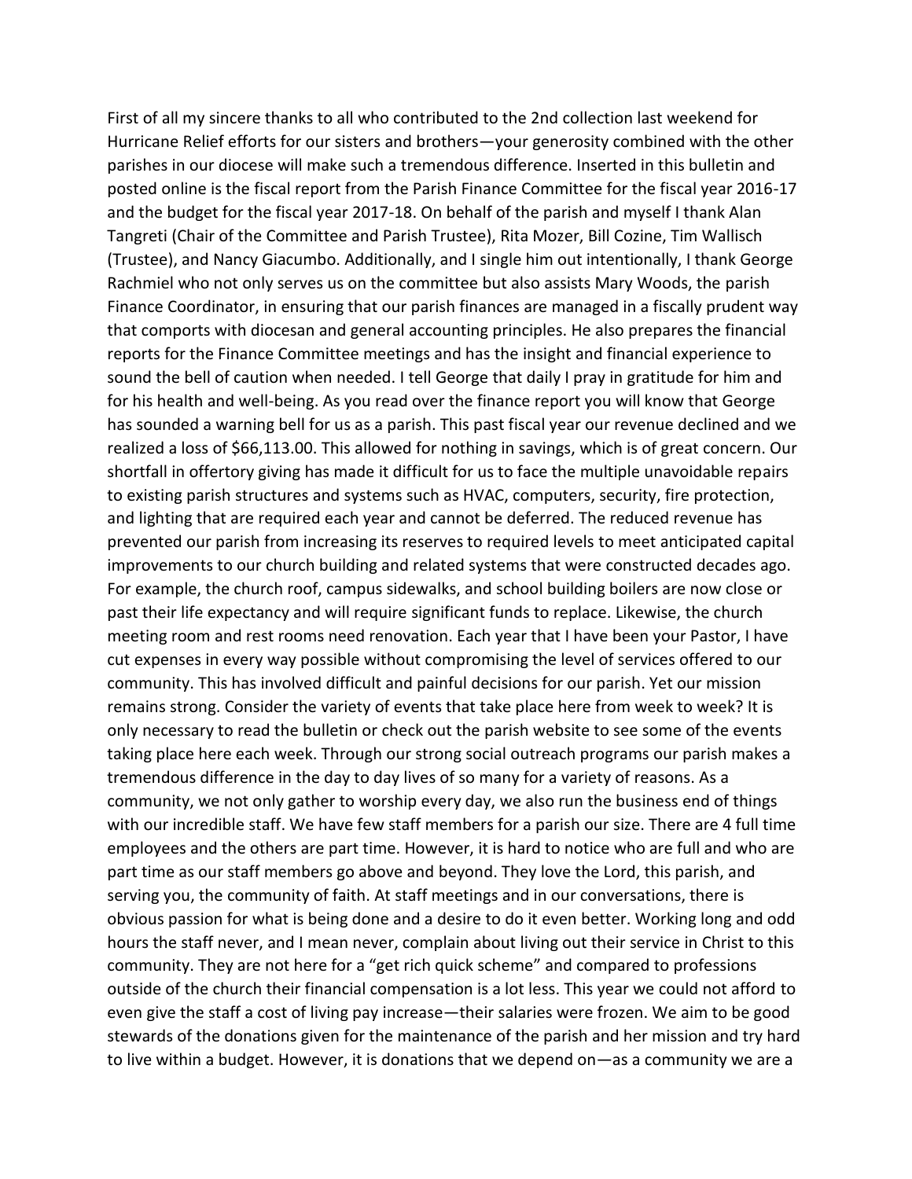First of all my sincere thanks to all who contributed to the 2nd collection last weekend for Hurricane Relief efforts for our sisters and brothers—your generosity combined with the other parishes in our diocese will make such a tremendous difference. Inserted in this bulletin and posted online is the fiscal report from the Parish Finance Committee for the fiscal year 2016-17 and the budget for the fiscal year 2017-18. On behalf of the parish and myself I thank Alan Tangreti (Chair of the Committee and Parish Trustee), Rita Mozer, Bill Cozine, Tim Wallisch (Trustee), and Nancy Giacumbo. Additionally, and I single him out intentionally, I thank George Rachmiel who not only serves us on the committee but also assists Mary Woods, the parish Finance Coordinator, in ensuring that our parish finances are managed in a fiscally prudent way that comports with diocesan and general accounting principles. He also prepares the financial reports for the Finance Committee meetings and has the insight and financial experience to sound the bell of caution when needed. I tell George that daily I pray in gratitude for him and for his health and well-being. As you read over the finance report you will know that George has sounded a warning bell for us as a parish. This past fiscal year our revenue declined and we realized a loss of $66,113.00. This allowed for nothing in savings, which is of great concern. Our shortfall in offertory giving has made it difficult for us to face the multiple unavoidable repairs to existing parish structures and systems such as HVAC, computers, security, fire protection, and lighting that are required each year and cannot be deferred. The reduced revenue has prevented our parish from increasing its reserves to required levels to meet anticipated capital improvements to our church building and related systems that were constructed decades ago. For example, the church roof, campus sidewalks, and school building boilers are now close or past their life expectancy and will require significant funds to replace. Likewise, the church meeting room and rest rooms need renovation. Each year that I have been your Pastor, I have cut expenses in every way possible without compromising the level of services offered to our community. This has involved difficult and painful decisions for our parish. Yet our mission remains strong. Consider the variety of events that take place here from week to week? It is only necessary to read the bulletin or check out the parish website to see some of the events taking place here each week. Through our strong social outreach programs our parish makes a tremendous difference in the day to day lives of so many for a variety of reasons. As a community, we not only gather to worship every day, we also run the business end of things with our incredible staff. We have few staff members for a parish our size. There are 4 full time employees and the others are part time. However, it is hard to notice who are full and who are part time as our staff members go above and beyond. They love the Lord, this parish, and serving you, the community of faith. At staff meetings and in our conversations, there is obvious passion for what is being done and a desire to do it even better. Working long and odd hours the staff never, and I mean never, complain about living out their service in Christ to this community. They are not here for a "get rich quick scheme" and compared to professions outside of the church their financial compensation is a lot less. This year we could not afford to even give the staff a cost of living pay increase—their salaries were frozen. We aim to be good stewards of the donations given for the maintenance of the parish and her mission and try hard to live within a budget. However, it is donations that we depend on—as a community we are a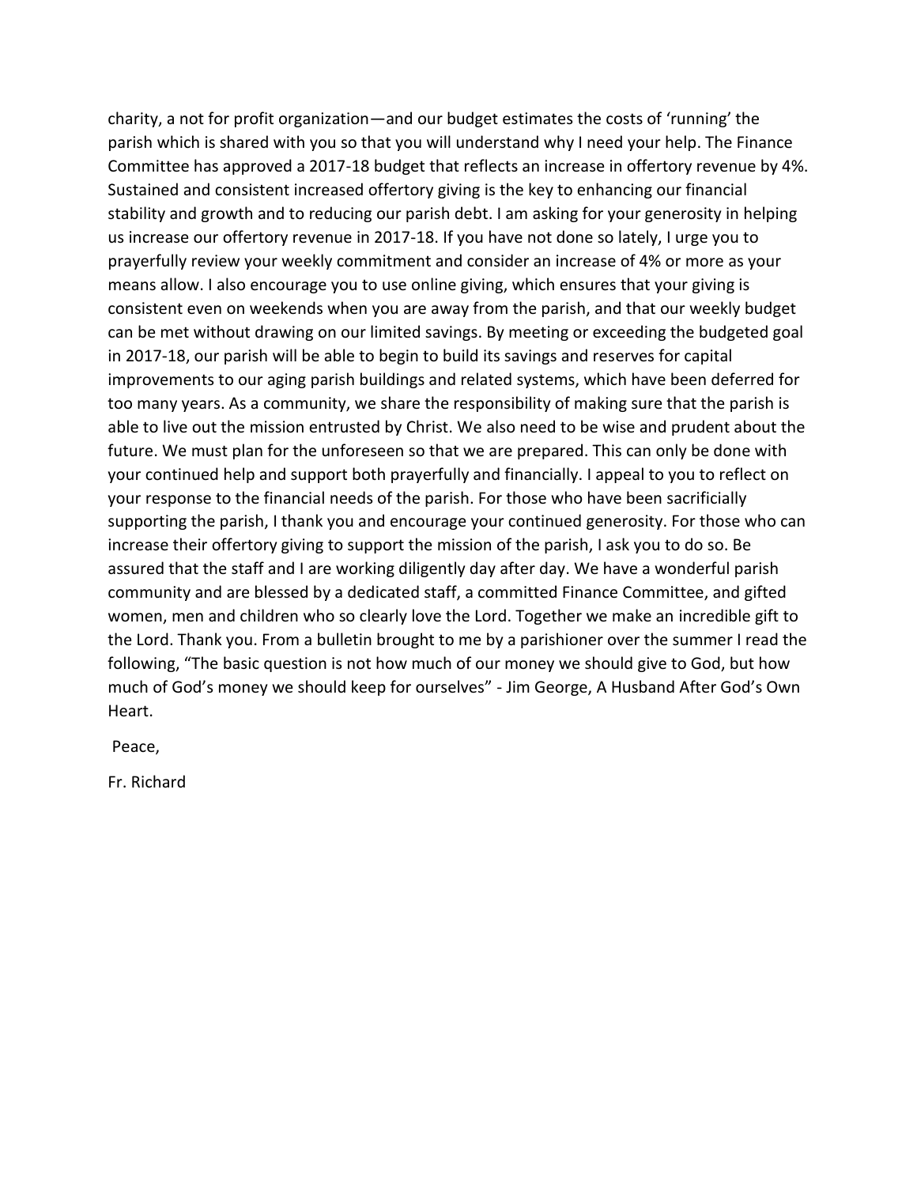charity, a not for profit organization—and our budget estimates the costs of 'running' the parish which is shared with you so that you will understand why I need your help. The Finance Committee has approved a 2017-18 budget that reflects an increase in offertory revenue by 4%. Sustained and consistent increased offertory giving is the key to enhancing our financial stability and growth and to reducing our parish debt. I am asking for your generosity in helping us increase our offertory revenue in 2017-18. If you have not done so lately, I urge you to prayerfully review your weekly commitment and consider an increase of 4% or more as your means allow. I also encourage you to use online giving, which ensures that your giving is consistent even on weekends when you are away from the parish, and that our weekly budget can be met without drawing on our limited savings. By meeting or exceeding the budgeted goal in 2017-18, our parish will be able to begin to build its savings and reserves for capital improvements to our aging parish buildings and related systems, which have been deferred for too many years. As a community, we share the responsibility of making sure that the parish is able to live out the mission entrusted by Christ. We also need to be wise and prudent about the future. We must plan for the unforeseen so that we are prepared. This can only be done with your continued help and support both prayerfully and financially. I appeal to you to reflect on your response to the financial needs of the parish. For those who have been sacrificially supporting the parish, I thank you and encourage your continued generosity. For those who can increase their offertory giving to support the mission of the parish, I ask you to do so. Be assured that the staff and I are working diligently day after day. We have a wonderful parish community and are blessed by a dedicated staff, a committed Finance Committee, and gifted women, men and children who so clearly love the Lord. Together we make an incredible gift to the Lord. Thank you. From a bulletin brought to me by a parishioner over the summer I read the following, "The basic question is not how much of our money we should give to God, but how much of God's money we should keep for ourselves" - Jim George, A Husband After God's Own Heart.

Peace,

Fr. Richard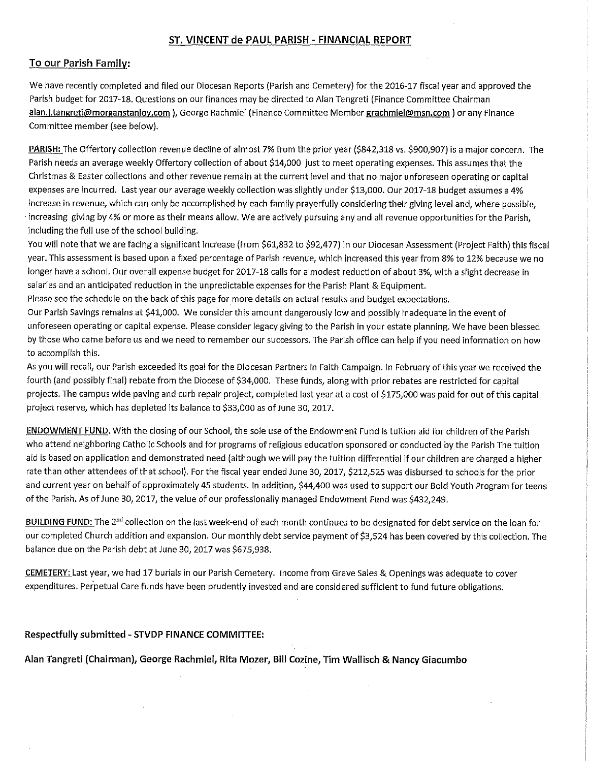## ST. VINCENT de PAUL PARISH - FINANCIAL REPORT

### To our Parish Family:

We have recently completed and filed our Diocesan Reports (Parish and Cemetery) for the 2016-17 fiscal year and approved the Parish budget for 2017-18. Questions on our finances may be directed to Alan Tangreti (Finance Committee Chairman alan.j.tangreti@morganstanley.com ), George Rachmiel (Finance Committee Member grachmiel@msn.com ) or any Finance Committee member (see below).

**PARISH:** The Offertory collection revenue decline of almost 7% from the prior year ($842,318 vs. $900,907) is a major concern. The Parish needs an average weekly Offertory collection of about $14,000 just to meet operating expenses. This assumes that the Christmas & Easter collections and other revenue remain at the current level and that no major unforeseen operating or capital expenses are incurred. Last year our average weekly collection was slightly under $13,000. Our 2017-18 budget assumes a 4% increase in revenue, which can only be accomplished by each family prayerfully considering their giving level and, where possible, increasing giving by 4% or more as their means allow. We are actively pursuing any and all revenue opportunities for the Parish, including the full use of the school building.

You will note that we are facing a significant increase (from $61,832 to $92,477) in our Diocesan Assessment (Project Faith) this fiscal year. This assessment is based upon a fixed percentage of Parish revenue, which increased this year from 8% to 12% because we no longer have a school. Our overall expense budget for 2017-18 calls for a modest reduction of about 3%, with a slight decrease in salaries and an anticipated reduction in the unpredictable expenses for the Parish Plant & Equipment.

Please see the schedule on the back of this page for more details on actual results and budget expectations.

Our Parish Savings remains at $41,000. We consider this amount dangerously low and possibly inadequate in the event of unforeseen operating or capital expense. Please consider legacy giving to the Parish in your estate planning. We have been blessed by those who came before us and we need to remember our successors. The Parish office can help if you need information on how to accomplish this.

As you will recall, our Parish exceeded its goal for the Diocesan Partners in Faith Campaign. In February of this year we received the fourth (and possibly final) rebate from the Diocese of $34,000. These funds, along with prior rebates are restricted for capital projects. The campus wide paving and curb repair project, completed last year at a cost of $175,000 was paid for out of this capital project reserve, which has depleted its balance to $33,000 as of June 30, 2017.

**ENDOWMENT FUND.** With the closing of our School, the sole use of the Endowment Fund is tuition aid for children of the Parish who attend neighboring Catholic Schools and for programs of religious education sponsored or conducted by the Parish The tuition aid is based on application and demonstrated need (although we will pay the tuition differential if our children are charged a higher rate than other attendees of that school). For the fiscal year ended June 30, 2017, $212,525 was disbursed to schools for the prior and current year on behalf of approximately 45 students. In addition, $44,400 was used to support our Bold Youth Program for teens of the Parish. As of June 30, 2017, the value of our professionally managed Endowment Fund was $432,249.

**BUILDING FUND:** The 2nd collection on the last week-end of each month continues to be designated for debt service on the loan for our completed Church addition and expansion. Our monthly debt service payment of $3,524 has been covered by this collection. The balance due on the Parish debt at June 30, 2017 was $675,938.

**CEMETERY:** Last year, we had 17 burials in our Parish Cemetery. Income from Grave Sales & Openings was adequate to cover expenditures. Perpetual Care funds have been prudently invested and are considered sufficient to fund future obligations.

**Respectfully submitted - STVDP FINANCE COMMITTEE:**

**Alan Tangreti (Chairman), George Rachmiel, Rita Mozer, Bill Cozine, Tim Wallisch & Nancy Giacumbo**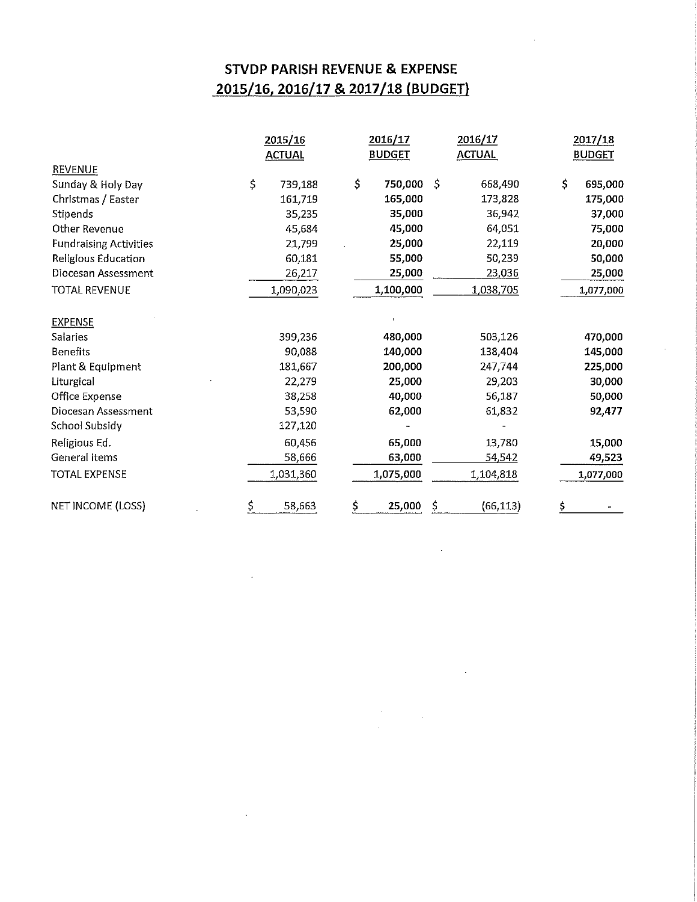# STVDP PARISH REVENUE & EXPENSE
## 2015/16, 2016/17 & 2017/18 (BUDGET)

| | 2015/16 ACTUAL | 2016/17 BUDGET | 2016/17 ACTUAL | 2017/18 BUDGET |
|---|---|---|---|---|
| REVENUE | | | | |
| Sunday & Holy Day | $ 739,188 | $ 750,000 | $ 668,490 | $ 695,000 |
| Christmas / Easter | 161,719 | 165,000 | 173,828 | 175,000 |
| Stipends | 35,235 | 35,000 | 36,942 | 37,000 |
| Other Revenue | 45,684 | 45,000 | 64,051 | 75,000 |
| Fundraising Activities | 21,799 | 25,000 | 22,119 | 20,000 |
| Religious Education | 60,181 | 55,000 | 50,239 | 50,000 |
| Diocesan Assessment | 26,217 | 25,000 | 23,036 | 25,000 |
| TOTAL REVENUE | 1,090,023 | 1,100,000 | 1,038,705 | 1,077,000 |
| EXPENSE | | | | |
| Salaries | 399,236 | 480,000 | 503,126 | 470,000 |
| Benefits | 90,088 | 140,000 | 138,404 | 145,000 |
| Plant & Equipment | 181,667 | 200,000 | 247,744 | 225,000 |
| Liturgical | 22,279 | 25,000 | 29,203 | 30,000 |
| Office Expense | 38,258 | 40,000 | 56,187 | 50,000 |
| Diocesan Assessment | 53,590 | 62,000 | 61,832 | 92,477 |
| School Subsidy | 127,120 | - | - | |
| Religious Ed. | 60,456 | 65,000 | 13,780 | 15,000 |
| General Items | 58,666 | 63,000 | 54,542 | 49,523 |
| TOTAL EXPENSE | 1,031,360 | 1,075,000 | 1,104,818 | 1,077,000 |
| NET INCOME (LOSS) | $ 58,663 | $ 25,000 | $ (66,113) | $ - |